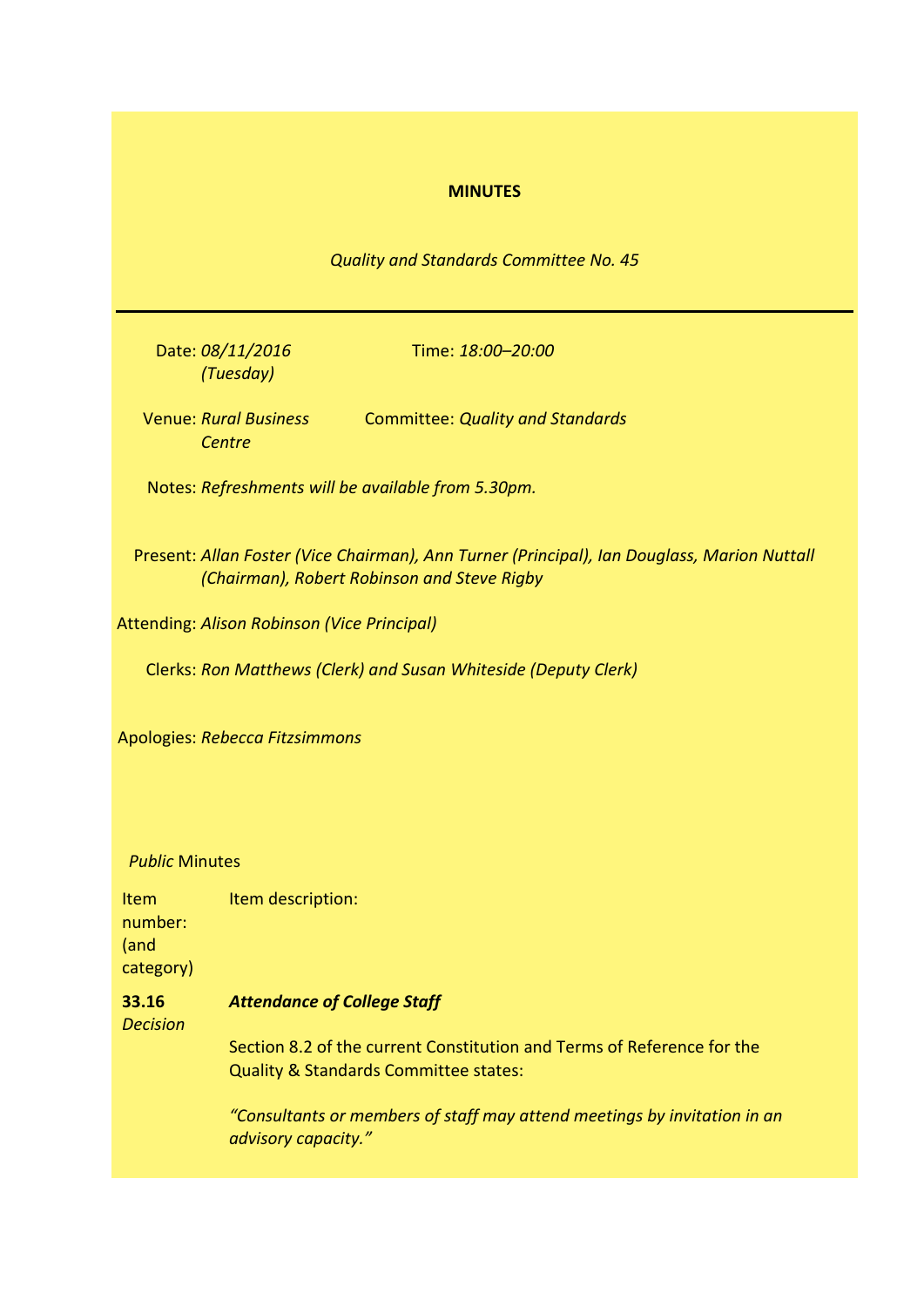**MINUTES**

*Quality and Standards Committee No. 45*

---

Date: *08/11/2016 (Tuesday)*

Time: *18:00–20:00*

Venue: *Rural Business Centre*

Committee: *Quality and Standards*

Notes: *Refreshments will be available from 5.30pm.*

Present: *Allan Foster (Vice Chairman), Ann Turner (Principal), Ian Douglass, Marion Nuttall (Chairman), Robert Robinson and Steve Rigby*

Attending: *Alison Robinson (Vice Principal)*

Clerks: *Ron Matthews (Clerk) and Susan Whiteside (Deputy Clerk)*

Apologies: *Rebecca Fitzsimmons*

*Public* Minutes

| Item number: (and category) | Item description: |
|---|---|
| **33.16** *Decision* | ***Attendance of College Staff*** |

Section 8.2 of the current Constitution and Terms of Reference for the Quality & Standards Committee states:

*"Consultants or members of staff may attend meetings by invitation in an advisory capacity."*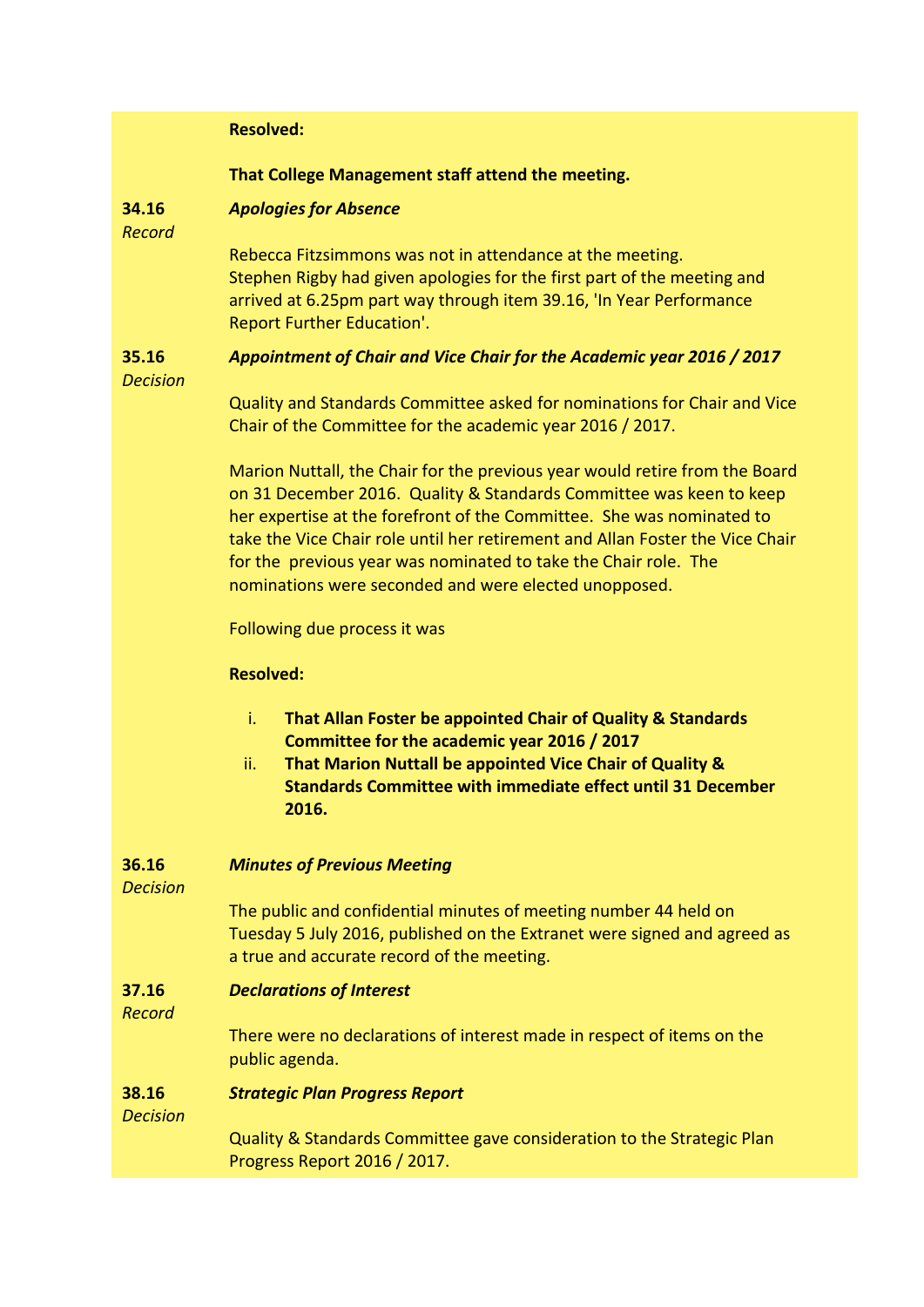**Resolved:**

**That College Management staff attend the meeting.**

**34.16** *Record*

***Apologies for Absence***

Rebecca Fitzsimmons was not in attendance at the meeting.
Stephen Rigby had given apologies for the first part of the meeting and arrived at 6.25pm part way through item 39.16, 'In Year Performance Report Further Education'.

**35.16** *Decision*

***Appointment of Chair and Vice Chair for the Academic year 2016 / 2017***

Quality and Standards Committee asked for nominations for Chair and Vice Chair of the Committee for the academic year 2016 / 2017.

Marion Nuttall, the Chair for the previous year would retire from the Board on 31 December 2016. Quality & Standards Committee was keen to keep her expertise at the forefront of the Committee. She was nominated to take the Vice Chair role until her retirement and Allan Foster the Vice Chair for the previous year was nominated to take the Chair role. The nominations were seconded and were elected unopposed.

Following due process it was

**Resolved:**

i. **That Allan Foster be appointed Chair of Quality & Standards Committee for the academic year 2016 / 2017**
ii. **That Marion Nuttall be appointed Vice Chair of Quality & Standards Committee with immediate effect until 31 December 2016.**

**36.16** *Decision*

***Minutes of Previous Meeting***

The public and confidential minutes of meeting number 44 held on Tuesday 5 July 2016, published on the Extranet were signed and agreed as a true and accurate record of the meeting.

**37.16** *Record*

***Declarations of Interest***

There were no declarations of interest made in respect of items on the public agenda.

**38.16** *Decision*

***Strategic Plan Progress Report***

Quality & Standards Committee gave consideration to the Strategic Plan Progress Report 2016 / 2017.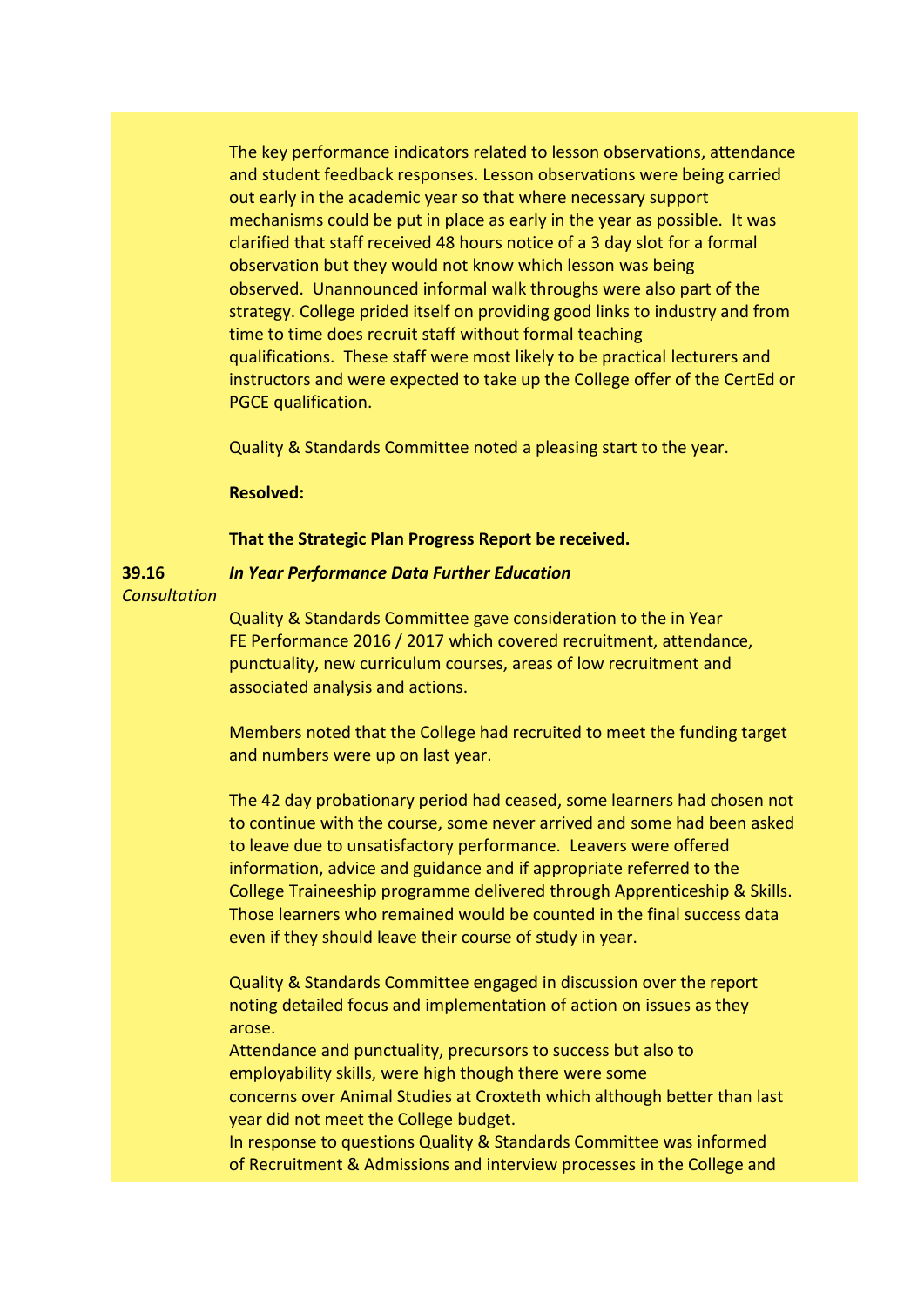The key performance indicators related to lesson observations, attendance and student feedback responses. Lesson observations were being carried out early in the academic year so that where necessary support mechanisms could be put in place as early in the year as possible. It was clarified that staff received 48 hours notice of a 3 day slot for a formal observation but they would not know which lesson was being observed. Unannounced informal walk throughs were also part of the strategy. College prided itself on providing good links to industry and from time to time does recruit staff without formal teaching qualifications. These staff were most likely to be practical lecturers and instructors and were expected to take up the College offer of the CertEd or PGCE qualification.

Quality & Standards Committee noted a pleasing start to the year.

**Resolved:**

**That the Strategic Plan Progress Report be received.**

**39.16** ***In Year Performance Data Further Education***

*Consultation*

Quality & Standards Committee gave consideration to the in Year FE Performance 2016 / 2017 which covered recruitment, attendance, punctuality, new curriculum courses, areas of low recruitment and associated analysis and actions.

Members noted that the College had recruited to meet the funding target and numbers were up on last year.

The 42 day probationary period had ceased, some learners had chosen not to continue with the course, some never arrived and some had been asked to leave due to unsatisfactory performance. Leavers were offered information, advice and guidance and if appropriate referred to the College Traineeship programme delivered through Apprenticeship & Skills. Those learners who remained would be counted in the final success data even if they should leave their course of study in year.

Quality & Standards Committee engaged in discussion over the report noting detailed focus and implementation of action on issues as they arose.

Attendance and punctuality, precursors to success but also to employability skills, were high though there were some concerns over Animal Studies at Croxteth which although better than last year did not meet the College budget.

In response to questions Quality & Standards Committee was informed of Recruitment & Admissions and interview processes in the College and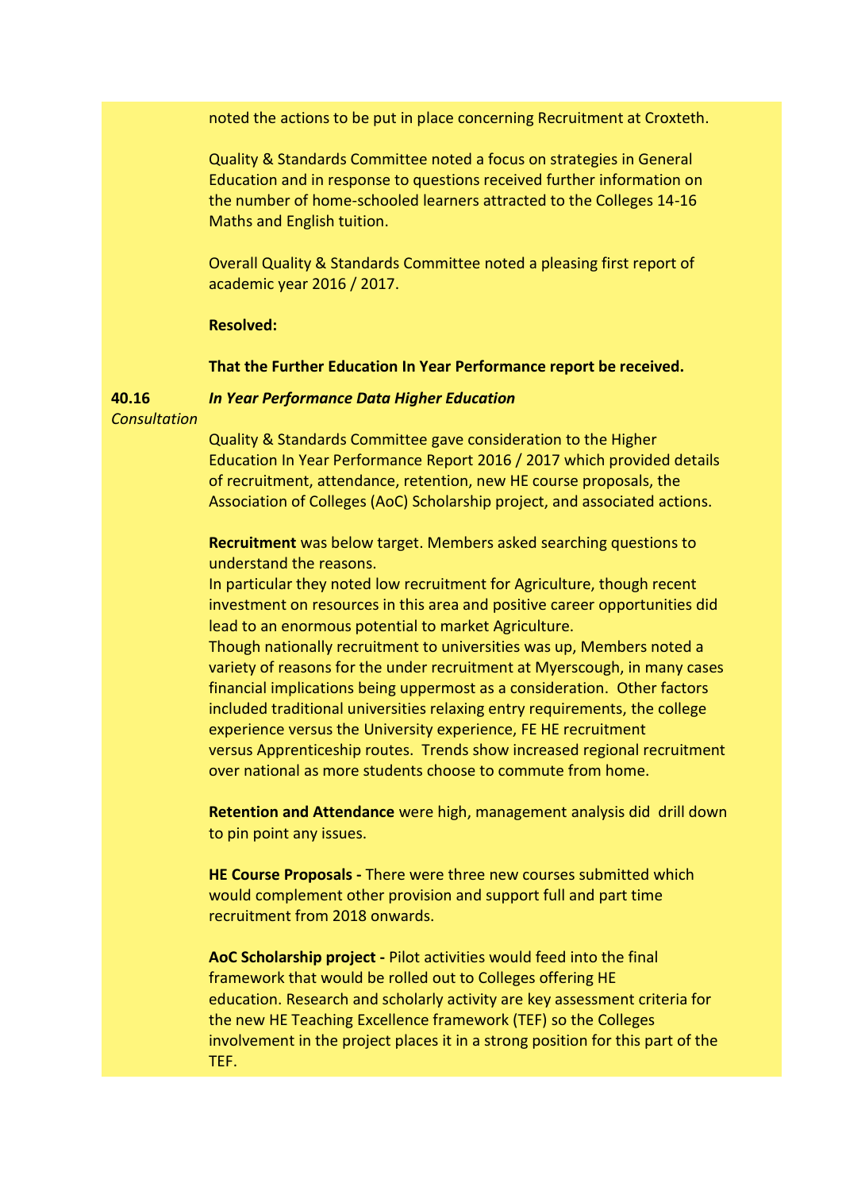noted the actions to be put in place concerning Recruitment at Croxteth.

Quality & Standards Committee noted a focus on strategies in General Education and in response to questions received further information on the number of home-schooled learners attracted to the Colleges 14-16 Maths and English tuition.

Overall Quality & Standards Committee noted a pleasing first report of academic year 2016 / 2017.

**Resolved:**

**That the Further Education In Year Performance report be received.**

**40.16** *Consultation*

***In Year Performance Data Higher Education***

Quality & Standards Committee gave consideration to the Higher Education In Year Performance Report 2016 / 2017 which provided details of recruitment, attendance, retention, new HE course proposals, the Association of Colleges (AoC) Scholarship project, and associated actions.

**Recruitment** was below target. Members asked searching questions to understand the reasons.
In particular they noted low recruitment for Agriculture, though recent investment on resources in this area and positive career opportunities did lead to an enormous potential to market Agriculture.
Though nationally recruitment to universities was up, Members noted a variety of reasons for the under recruitment at Myerscough, in many cases financial implications being uppermost as a consideration. Other factors included traditional universities relaxing entry requirements, the college experience versus the University experience, FE HE recruitment versus Apprenticeship routes. Trends show increased regional recruitment over national as more students choose to commute from home.

**Retention and Attendance** were high, management analysis did drill down to pin point any issues.

**HE Course Proposals -** There were three new courses submitted which would complement other provision and support full and part time recruitment from 2018 onwards.

**AoC Scholarship project -** Pilot activities would feed into the final framework that would be rolled out to Colleges offering HE education. Research and scholarly activity are key assessment criteria for the new HE Teaching Excellence framework (TEF) so the Colleges involvement in the project places it in a strong position for this part of the TEF.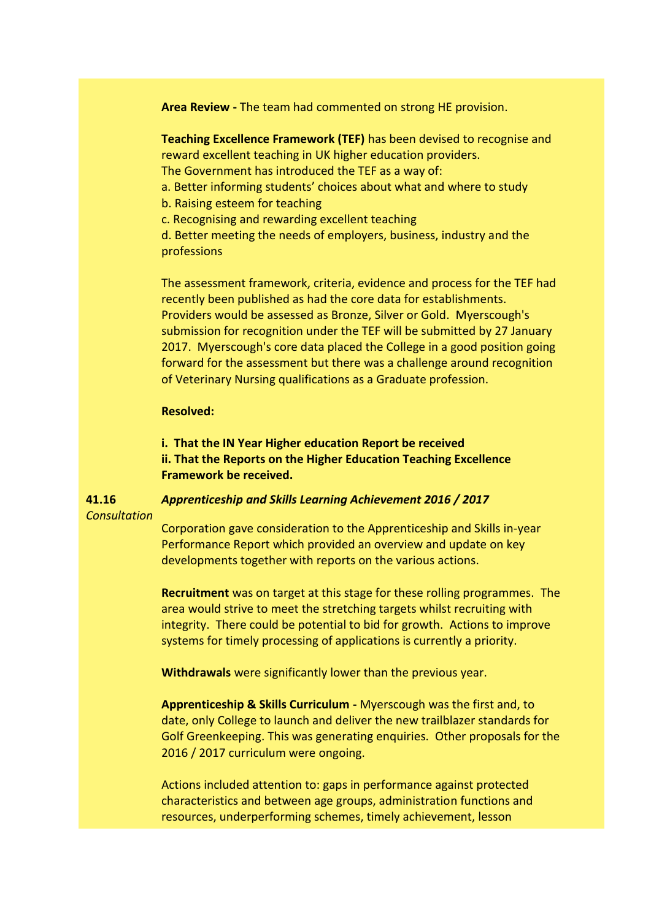**Area Review -** The team had commented on strong HE provision.

**Teaching Excellence Framework (TEF)** has been devised to recognise and reward excellent teaching in UK higher education providers.
The Government has introduced the TEF as a way of:
a. Better informing students' choices about what and where to study
b. Raising esteem for teaching
c. Recognising and rewarding excellent teaching
d. Better meeting the needs of employers, business, industry and the professions

The assessment framework, criteria, evidence and process for the TEF had recently been published as had the core data for establishments. Providers would be assessed as Bronze, Silver or Gold. Myerscough's submission for recognition under the TEF will be submitted by 27 January 2017. Myerscough's core data placed the College in a good position going forward for the assessment but there was a challenge around recognition of Veterinary Nursing qualifications as a Graduate profession.

**Resolved:**

**i. That the IN Year Higher education Report be received**
**ii. That the Reports on the Higher Education Teaching Excellence Framework be received.**

**41.16** ***Apprenticeship and Skills Learning Achievement 2016 / 2017***
*Consultation*

Corporation gave consideration to the Apprenticeship and Skills in-year Performance Report which provided an overview and update on key developments together with reports on the various actions.

**Recruitment** was on target at this stage for these rolling programmes. The area would strive to meet the stretching targets whilst recruiting with integrity. There could be potential to bid for growth. Actions to improve systems for timely processing of applications is currently a priority.

**Withdrawals** were significantly lower than the previous year.

**Apprenticeship & Skills Curriculum -** Myerscough was the first and, to date, only College to launch and deliver the new trailblazer standards for Golf Greenkeeping. This was generating enquiries. Other proposals for the 2016 / 2017 curriculum were ongoing.

Actions included attention to: gaps in performance against protected characteristics and between age groups, administration functions and resources, underperforming schemes, timely achievement, lesson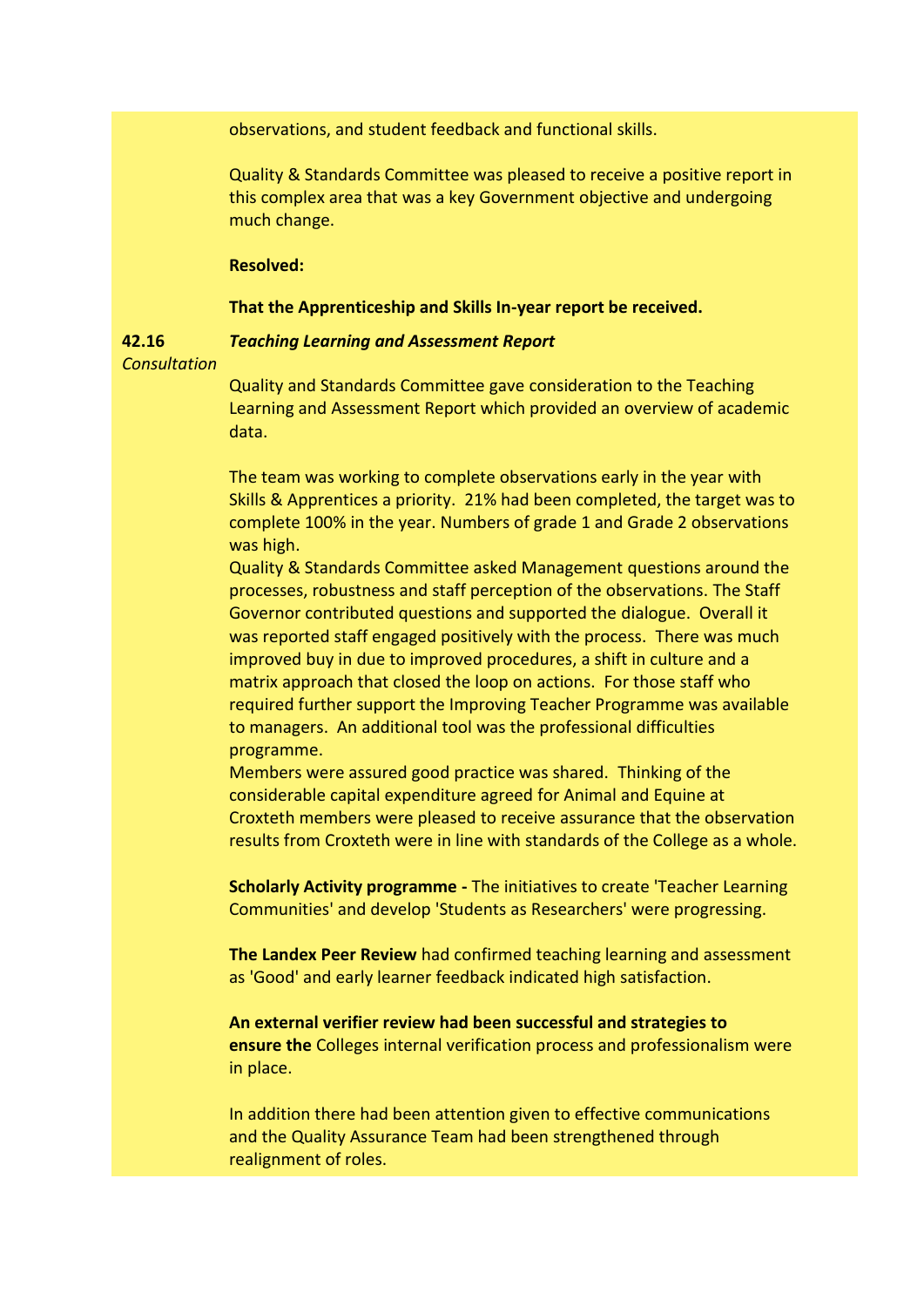observations, and student feedback and functional skills.

Quality & Standards Committee was pleased to receive a positive report in this complex area that was a key Government objective and undergoing much change.

**Resolved:**

**That the Apprenticeship and Skills In-year report be received.**

**42.16** *Consultation*

***Teaching Learning and Assessment Report***

Quality and Standards Committee gave consideration to the Teaching Learning and Assessment Report which provided an overview of academic data.

The team was working to complete observations early in the year with Skills & Apprentices a priority. 21% had been completed, the target was to complete 100% in the year. Numbers of grade 1 and Grade 2 observations was high.

Quality & Standards Committee asked Management questions around the processes, robustness and staff perception of the observations. The Staff Governor contributed questions and supported the dialogue. Overall it was reported staff engaged positively with the process. There was much improved buy in due to improved procedures, a shift in culture and a matrix approach that closed the loop on actions. For those staff who required further support the Improving Teacher Programme was available to managers. An additional tool was the professional difficulties programme.

Members were assured good practice was shared. Thinking of the considerable capital expenditure agreed for Animal and Equine at Croxteth members were pleased to receive assurance that the observation results from Croxteth were in line with standards of the College as a whole.

**Scholarly Activity programme -** The initiatives to create 'Teacher Learning Communities' and develop 'Students as Researchers' were progressing.

**The Landex Peer Review** had confirmed teaching learning and assessment as 'Good' and early learner feedback indicated high satisfaction.

**An external verifier review had been successful and strategies to ensure the** Colleges internal verification process and professionalism were in place.

In addition there had been attention given to effective communications and the Quality Assurance Team had been strengthened through realignment of roles.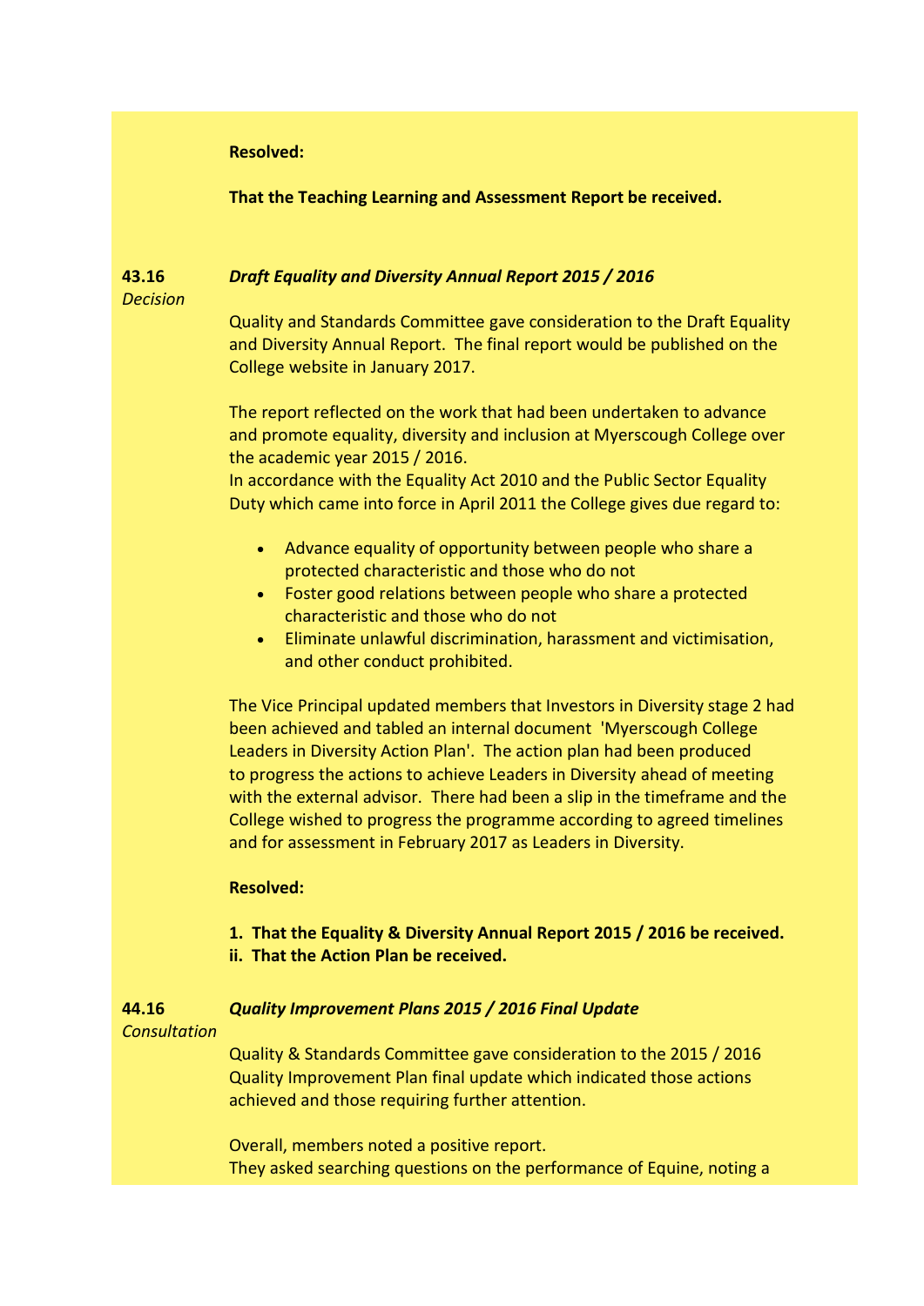**Resolved:**

**That the Teaching Learning and Assessment Report be received.**

**43.16** *Decision*

***Draft Equality and Diversity Annual Report 2015 / 2016***

Quality and Standards Committee gave consideration to the Draft Equality and Diversity Annual Report. The final report would be published on the College website in January 2017.

The report reflected on the work that had been undertaken to advance and promote equality, diversity and inclusion at Myerscough College over the academic year 2015 / 2016.
In accordance with the Equality Act 2010 and the Public Sector Equality Duty which came into force in April 2011 the College gives due regard to:

- Advance equality of opportunity between people who share a protected characteristic and those who do not
- Foster good relations between people who share a protected characteristic and those who do not
- Eliminate unlawful discrimination, harassment and victimisation, and other conduct prohibited.

The Vice Principal updated members that Investors in Diversity stage 2 had been achieved and tabled an internal document 'Myerscough College Leaders in Diversity Action Plan'. The action plan had been produced to progress the actions to achieve Leaders in Diversity ahead of meeting with the external advisor. There had been a slip in the timeframe and the College wished to progress the programme according to agreed timelines and for assessment in February 2017 as Leaders in Diversity.

**Resolved:**

**1. That the Equality & Diversity Annual Report 2015 / 2016 be received.**
**ii. That the Action Plan be received.**

**44.16** *Consultation*

***Quality Improvement Plans 2015 / 2016 Final Update***

Quality & Standards Committee gave consideration to the 2015 / 2016 Quality Improvement Plan final update which indicated those actions achieved and those requiring further attention.

Overall, members noted a positive report.
They asked searching questions on the performance of Equine, noting a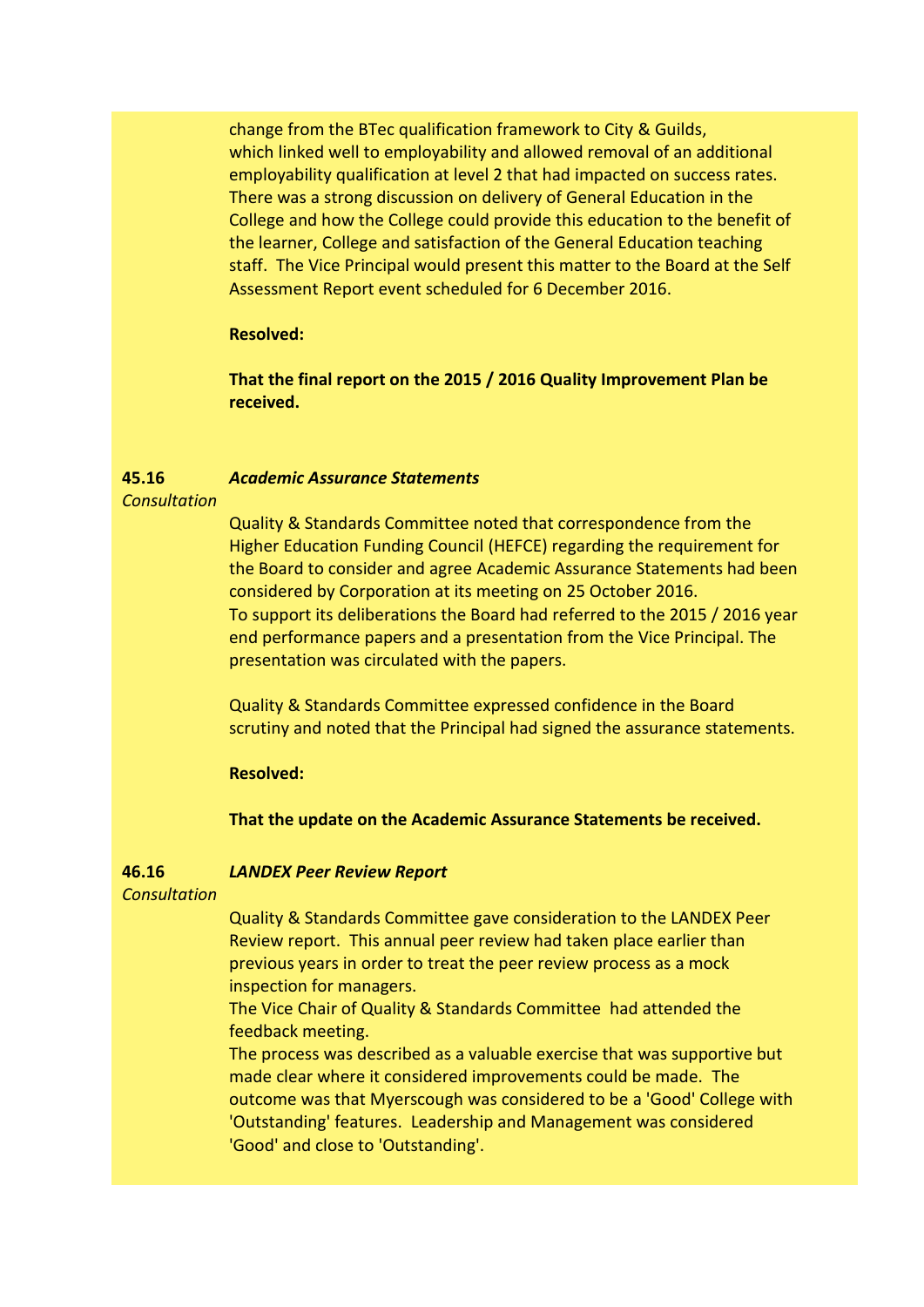change from the BTec qualification framework to City & Guilds, which linked well to employability and allowed removal of an additional employability qualification at level 2 that had impacted on success rates. There was a strong discussion on delivery of General Education in the College and how the College could provide this education to the benefit of the learner, College and satisfaction of the General Education teaching staff. The Vice Principal would present this matter to the Board at the Self Assessment Report event scheduled for 6 December 2016.

**Resolved:**

**That the final report on the 2015 / 2016 Quality Improvement Plan be received.**

**45.16** ***Academic Assurance Statements***

*Consultation*

Quality & Standards Committee noted that correspondence from the Higher Education Funding Council (HEFCE) regarding the requirement for the Board to consider and agree Academic Assurance Statements had been considered by Corporation at its meeting on 25 October 2016.
To support its deliberations the Board had referred to the 2015 / 2016 year end performance papers and a presentation from the Vice Principal. The presentation was circulated with the papers.

Quality & Standards Committee expressed confidence in the Board scrutiny and noted that the Principal had signed the assurance statements.

**Resolved:**

**That the update on the Academic Assurance Statements be received.**

**46.16** ***LANDEX Peer Review Report***

*Consultation*

Quality & Standards Committee gave consideration to the LANDEX Peer Review report. This annual peer review had taken place earlier than previous years in order to treat the peer review process as a mock inspection for managers.
The Vice Chair of Quality & Standards Committee had attended the feedback meeting.
The process was described as a valuable exercise that was supportive but made clear where it considered improvements could be made. The outcome was that Myerscough was considered to be a 'Good' College with 'Outstanding' features. Leadership and Management was considered 'Good' and close to 'Outstanding'.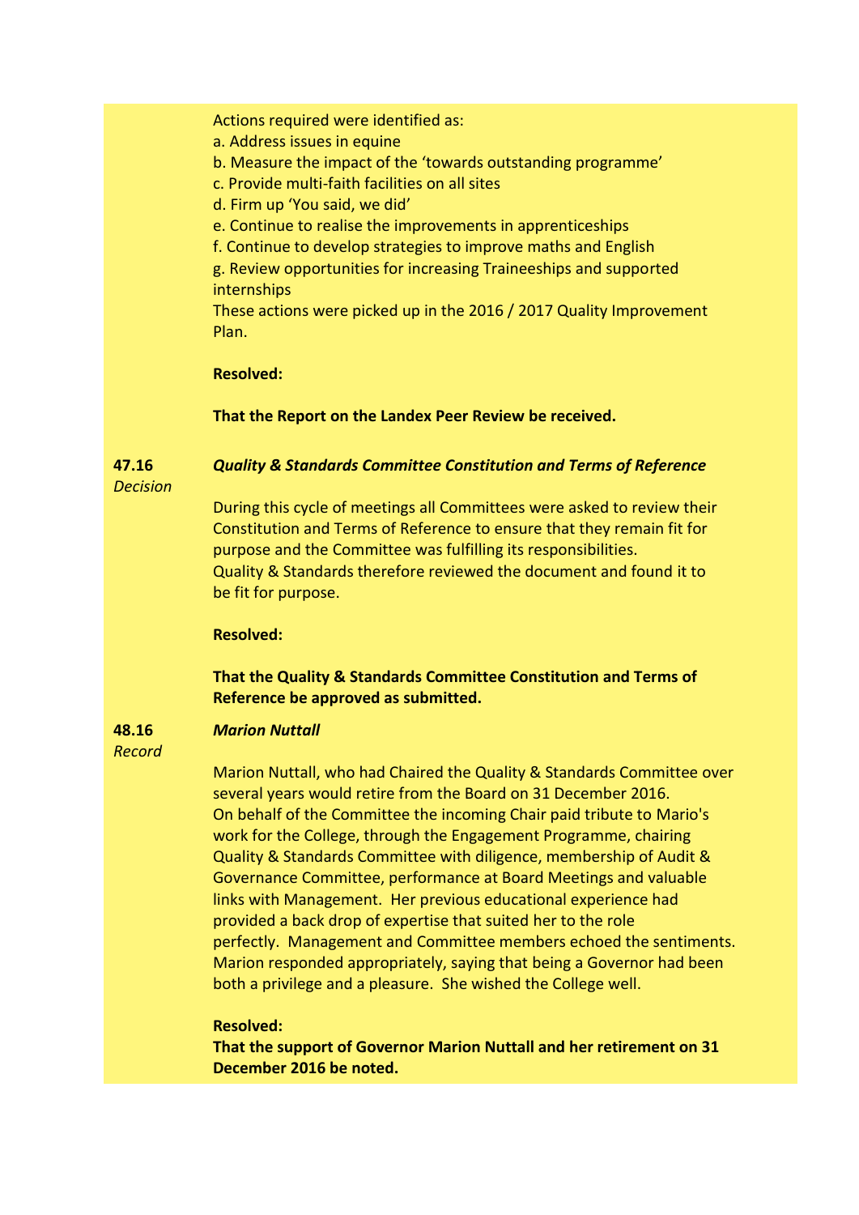Actions required were identified as:

a. Address issues in equine
b. Measure the impact of the 'towards outstanding programme'
c. Provide multi-faith facilities on all sites
d. Firm up 'You said, we did'
e. Continue to realise the improvements in apprenticeships
f. Continue to develop strategies to improve maths and English
g. Review opportunities for increasing Traineeships and supported internships

These actions were picked up in the 2016 / 2017 Quality Improvement Plan.

**Resolved:**

**That the Report on the Landex Peer Review be received.**

**47.16** *Decision*

***Quality & Standards Committee Constitution and Terms of Reference***

During this cycle of meetings all Committees were asked to review their Constitution and Terms of Reference to ensure that they remain fit for purpose and the Committee was fulfilling its responsibilities.
Quality & Standards therefore reviewed the document and found it to be fit for purpose.

**Resolved:**

**That the Quality & Standards Committee Constitution and Terms of Reference be approved as submitted.**

**48.16** *Record*

***Marion Nuttall***

Marion Nuttall, who had Chaired the Quality & Standards Committee over several years would retire from the Board on 31 December 2016.
On behalf of the Committee the incoming Chair paid tribute to Mario's work for the College, through the Engagement Programme, chairing Quality & Standards Committee with diligence, membership of Audit & Governance Committee, performance at Board Meetings and valuable links with Management. Her previous educational experience had provided a back drop of expertise that suited her to the role perfectly. Management and Committee members echoed the sentiments.
Marion responded appropriately, saying that being a Governor had been both a privilege and a pleasure. She wished the College well.

**Resolved:**
**That the support of Governor Marion Nuttall and her retirement on 31 December 2016 be noted.**